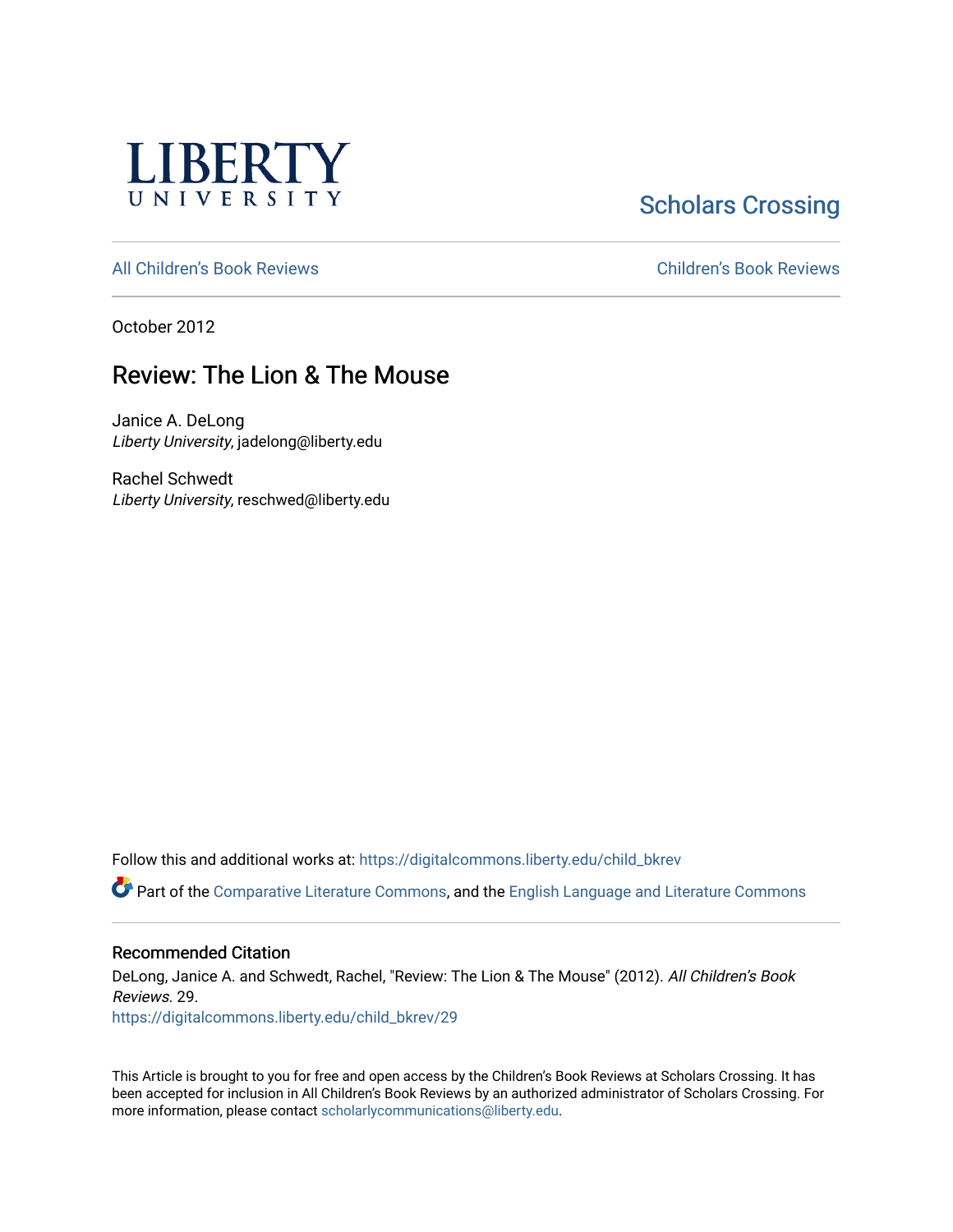LIBERTY UNIVERSITY

Scholars Crossing

All Children's Book Reviews | Children's Book Reviews

October 2012

# Review: The Lion & The Mouse

Janice A. DeLong
*Liberty University*, jadelong@liberty.edu

Rachel Schwedt
*Liberty University*, reschwed@liberty.edu

Follow this and additional works at: https://digitalcommons.liberty.edu/child_bkrev

Part of the Comparative Literature Commons, and the English Language and Literature Commons

## Recommended Citation

DeLong, Janice A. and Schwedt, Rachel, "Review: The Lion & The Mouse" (2012). *All Children's Book Reviews*. 29.
https://digitalcommons.liberty.edu/child_bkrev/29

This Article is brought to you for free and open access by the Children's Book Reviews at Scholars Crossing. It has been accepted for inclusion in All Children's Book Reviews by an authorized administrator of Scholars Crossing. For more information, please contact scholarlycommunications@liberty.edu.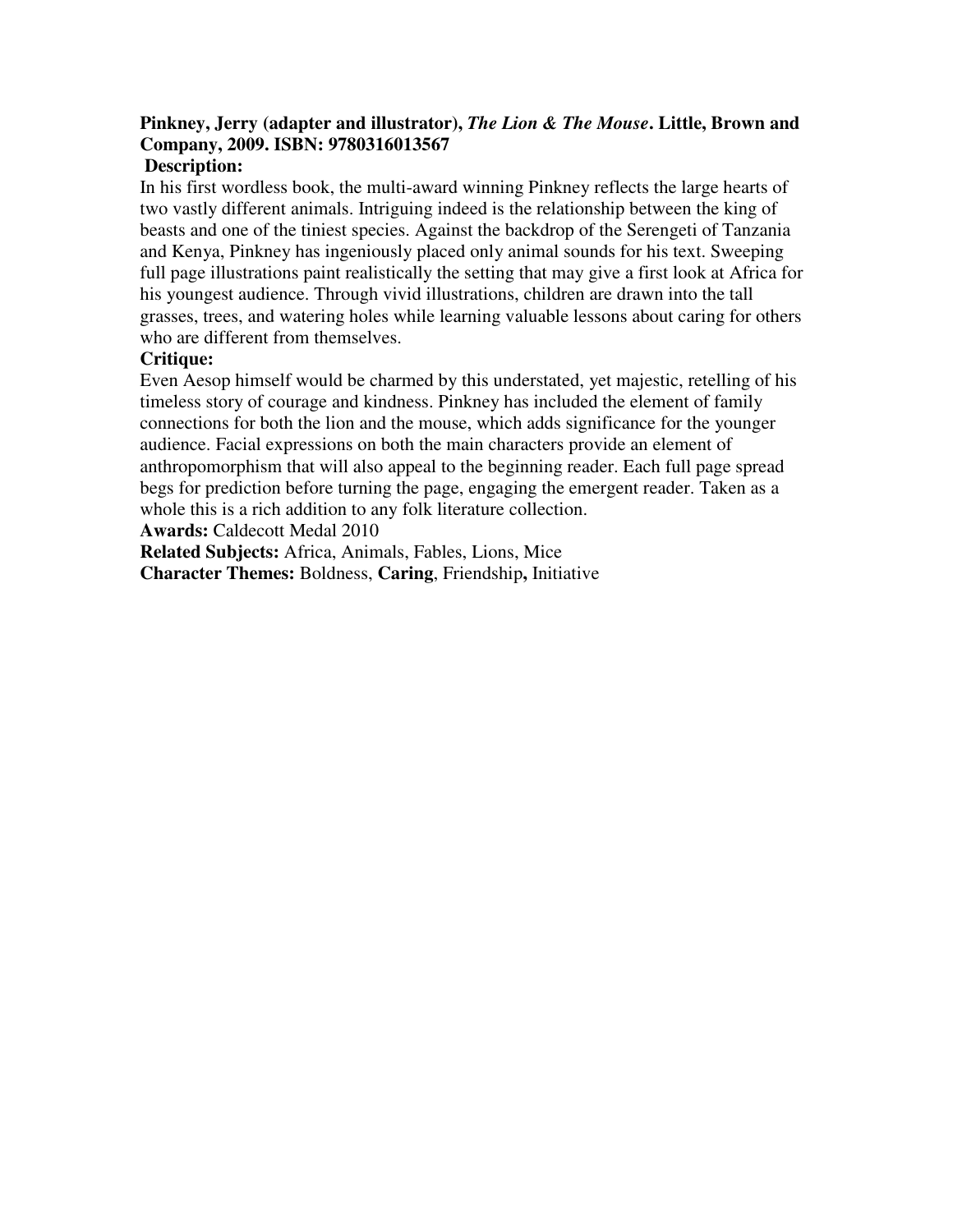**Pinkney, Jerry (adapter and illustrator), *The Lion & The Mouse*. Little, Brown and Company, 2009. ISBN: 9780316013567**

**Description:**

In his first wordless book, the multi-award winning Pinkney reflects the large hearts of two vastly different animals. Intriguing indeed is the relationship between the king of beasts and one of the tiniest species. Against the backdrop of the Serengeti of Tanzania and Kenya, Pinkney has ingeniously placed only animal sounds for his text. Sweeping full page illustrations paint realistically the setting that may give a first look at Africa for his youngest audience. Through vivid illustrations, children are drawn into the tall grasses, trees, and watering holes while learning valuable lessons about caring for others who are different from themselves.

**Critique:**

Even Aesop himself would be charmed by this understated, yet majestic, retelling of his timeless story of courage and kindness. Pinkney has included the element of family connections for both the lion and the mouse, which adds significance for the younger audience. Facial expressions on both the main characters provide an element of anthropomorphism that will also appeal to the beginning reader. Each full page spread begs for prediction before turning the page, engaging the emergent reader. Taken as a whole this is a rich addition to any folk literature collection.

**Awards:** Caldecott Medal 2010

**Related Subjects:** Africa, Animals, Fables, Lions, Mice

**Character Themes:** Boldness, **Caring**, Friendship**,** Initiative